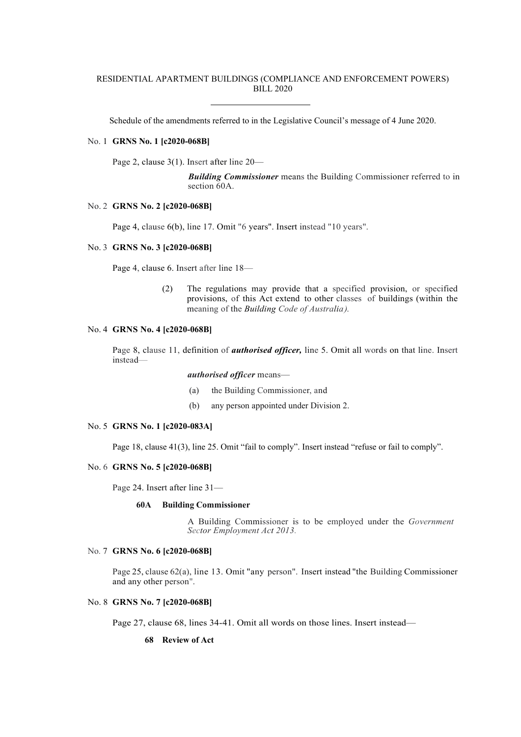RESIDENTIAL APARTMENT BUILDINGS (COMPLIANCE AND ENFORCEMENT POWERS) BILL 2020

Schedule of the amendments referred to in the Legislative Council's message of 4 June 2020.

No. 1 **GRNS No. 1 [c2020-068B]**

Page 2, clause 3(1). Insert after line 20—

> ***Building Commissioner*** means the Building Commissioner referred to in section 60A.

No. 2 **GRNS No. 2 [c2020-068B]**

Page 4, clause 6(b), line 17. Omit "6 years". Insert instead "10 years".

No. 3 **GRNS No. 3 [c2020-068B]**

Page 4, clause 6. Insert after line 18—

> (2) The regulations may provide that a specified provision, or specified provisions, of this Act extend to other classes of buildings (within the meaning of the *Building Code of Australia).*

No. 4 **GRNS No. 4 [c2020-068B]**

Page 8, clause 11, definition of ***authorised officer,*** line 5. Omit all words on that line. Insert instead—

> ***authorised officer*** means—
>
> (a) the Building Commissioner, and
>
> (b) any person appointed under Division 2.

No. 5 **GRNS No. 1 [c2020-083A]**

Page 18, clause 41(3), line 25. Omit "fail to comply". Insert instead "refuse or fail to comply".

No. 6 **GRNS No. 5 [c2020-068B]**

Page 24. Insert after line 31—

> **60A Building Commissioner**
>
> A Building Commissioner is to be employed under the *Government Sector Employment Act 2013.*

No. 7 **GRNS No. 6 [c2020-068B]**

Page 25, clause 62(a), line 13. Omit "any person". Insert instead "the Building Commissioner and any other person".

No. 8 **GRNS No. 7 [c2020-068B]**

Page 27, clause 68, lines 34-41. Omit all words on those lines. Insert instead—

> **68 Review of Act**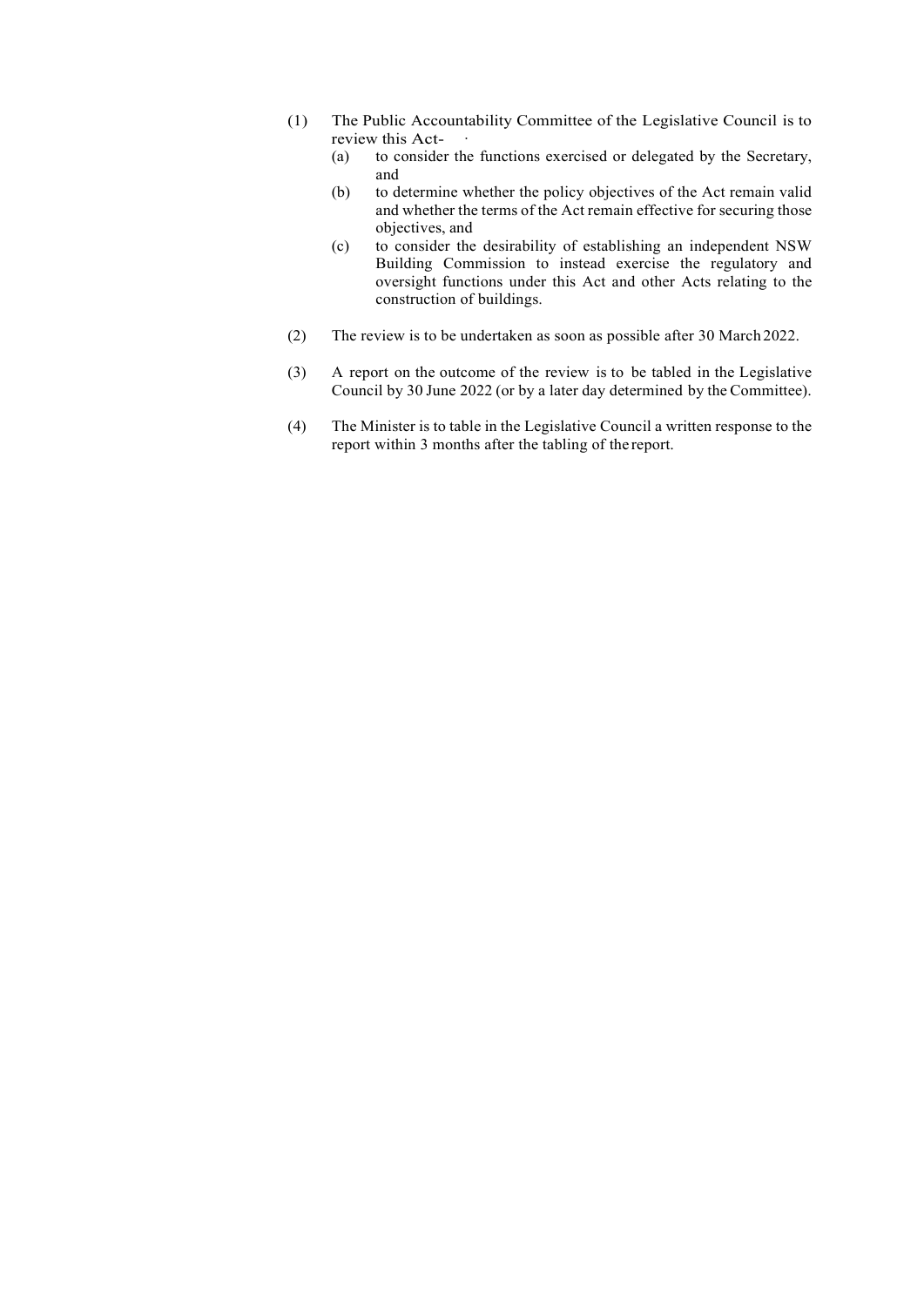(1) The Public Accountability Committee of the Legislative Council is to review this Act-

   (a) to consider the functions exercised or delegated by the Secretary, and

   (b) to determine whether the policy objectives of the Act remain valid and whether the terms of the Act remain effective for securing those objectives, and

   (c) to consider the desirability of establishing an independent NSW Building Commission to instead exercise the regulatory and oversight functions under this Act and other Acts relating to the construction of buildings.

(2) The review is to be undertaken as soon as possible after 30 March 2022.

(3) A report on the outcome of the review is to be tabled in the Legislative Council by 30 June 2022 (or by a later day determined by the Committee).

(4) The Minister is to table in the Legislative Council a written response to the report within 3 months after the tabling of the report.